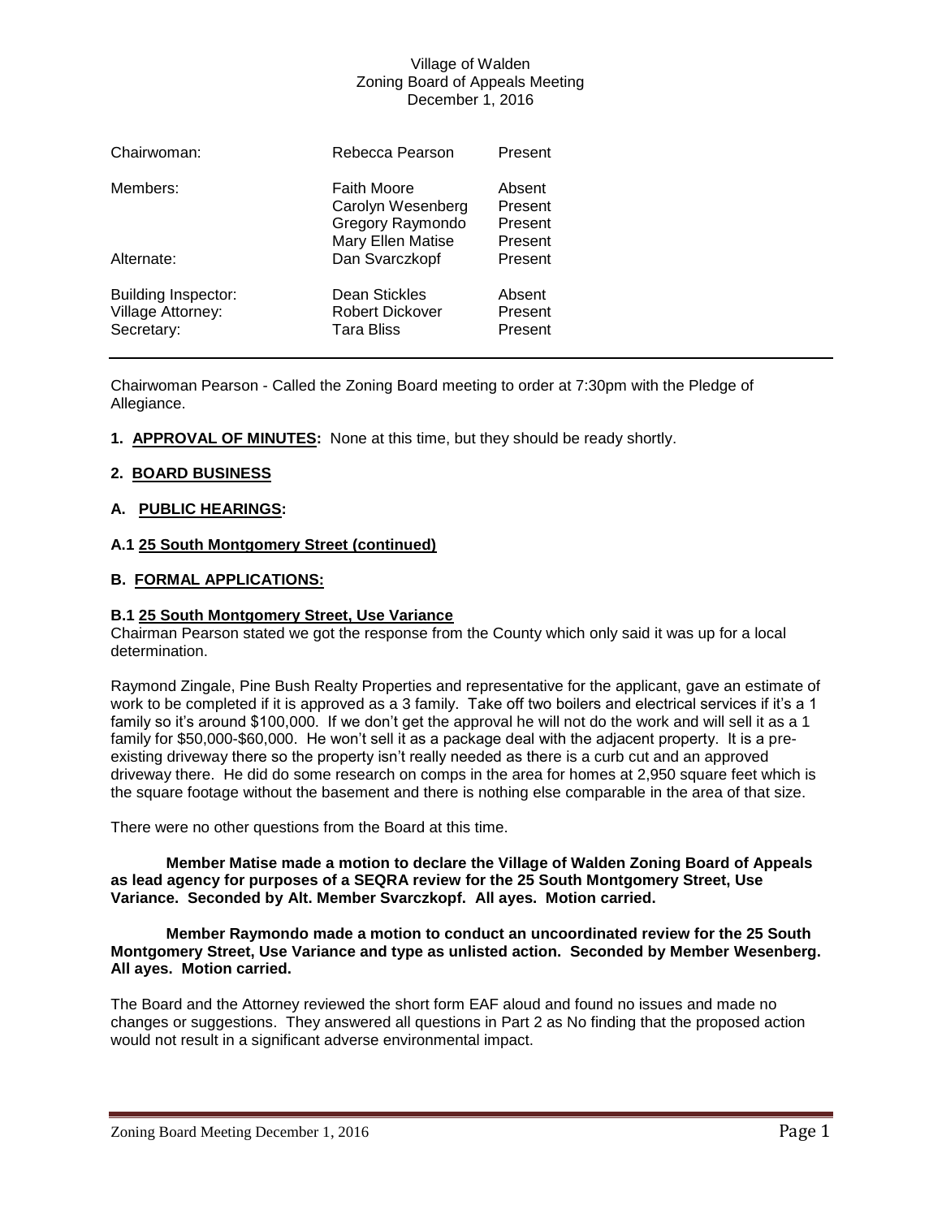Village of Walden
Zoning Board of Appeals Meeting
December 1, 2016

| | | |
|---|---|---|
| Chairwoman: | Rebecca Pearson | Present |
| Members: | Faith Moore | Absent |
| | Carolyn Wesenberg | Present |
| | Gregory Raymondo | Present |
| | Mary Ellen Matise | Present |
| Alternate: | Dan Svarczkopf | Present |
| Building Inspector: | Dean Stickles | Absent |
| Village Attorney: | Robert Dickover | Present |
| Secretary: | Tara Bliss | Present |

---

Chairwoman Pearson - Called the Zoning Board meeting to order at 7:30pm with the Pledge of Allegiance.

**1. <u>APPROVAL OF MINUTES</u>:** None at this time, but they should be ready shortly.

**2. <u>BOARD BUSINESS</u>**

**A. <u>PUBLIC HEARINGS</u>:**

**A.1 <u>25 South Montgomery Street (continued)</u>**

**B. <u>FORMAL APPLICATIONS:</u>**

**B.1 <u>25 South Montgomery Street, Use Variance</u>**

Chairman Pearson stated we got the response from the County which only said it was up for a local determination.

Raymond Zingale, Pine Bush Realty Properties and representative for the applicant, gave an estimate of work to be completed if it is approved as a 3 family. Take off two boilers and electrical services if it's a 1 family so it's around $100,000. If we don't get the approval he will not do the work and will sell it as a 1 family for $50,000-$60,000. He won't sell it as a package deal with the adjacent property. It is a pre-existing driveway there so the property isn't really needed as there is a curb cut and an approved driveway there. He did do some research on comps in the area for homes at 2,950 square feet which is the square footage without the basement and there is nothing else comparable in the area of that size.

There were no other questions from the Board at this time.

**Member Matise made a motion to declare the Village of Walden Zoning Board of Appeals as lead agency for purposes of a SEQRA review for the 25 South Montgomery Street, Use Variance. Seconded by Alt. Member Svarczkopf. All ayes. Motion carried.**

**Member Raymondo made a motion to conduct an uncoordinated review for the 25 South Montgomery Street, Use Variance and type as unlisted action. Seconded by Member Wesenberg. All ayes. Motion carried.**

The Board and the Attorney reviewed the short form EAF aloud and found no issues and made no changes or suggestions. They answered all questions in Part 2 as No finding that the proposed action would not result in a significant adverse environmental impact.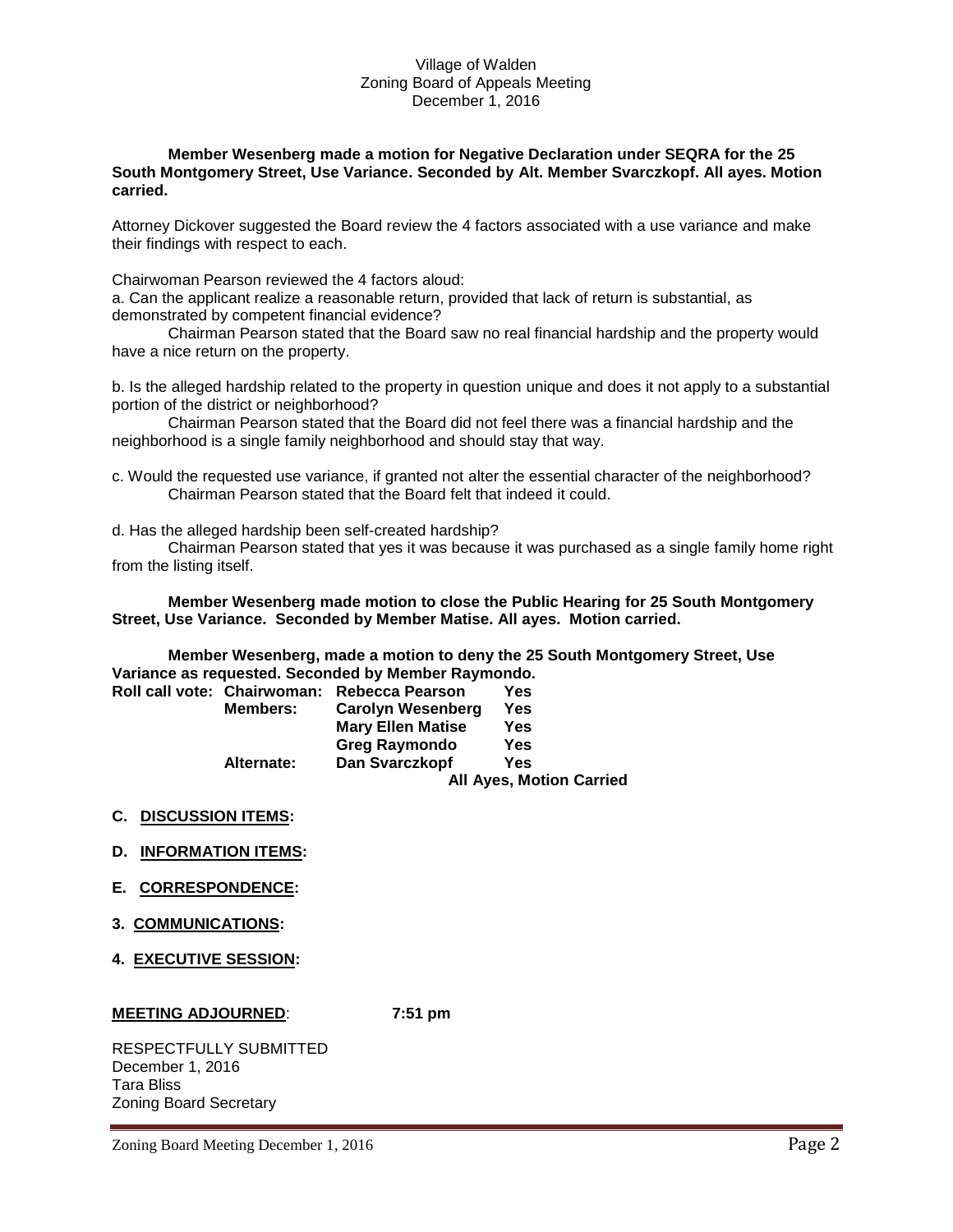Village of Walden
Zoning Board of Appeals Meeting
December 1, 2016

**Member Wesenberg made a motion for Negative Declaration under SEQRA for the 25 South Montgomery Street, Use Variance. Seconded by Alt. Member Svarczkopf. All ayes. Motion carried.**

Attorney Dickover suggested the Board review the 4 factors associated with a use variance and make their findings with respect to each.

Chairwoman Pearson reviewed the 4 factors aloud:

a. Can the applicant realize a reasonable return, provided that lack of return is substantial, as demonstrated by competent financial evidence?

Chairman Pearson stated that the Board saw no real financial hardship and the property would have a nice return on the property.

b. Is the alleged hardship related to the property in question unique and does it not apply to a substantial portion of the district or neighborhood?

Chairman Pearson stated that the Board did not feel there was a financial hardship and the neighborhood is a single family neighborhood and should stay that way.

c. Would the requested use variance, if granted not alter the essential character of the neighborhood?

Chairman Pearson stated that the Board felt that indeed it could.

d. Has the alleged hardship been self-created hardship?

Chairman Pearson stated that yes it was because it was purchased as a single family home right from the listing itself.

**Member Wesenberg made motion to close the Public Hearing for 25 South Montgomery Street, Use Variance. Seconded by Member Matise. All ayes. Motion carried.**

**Member Wesenberg, made a motion to deny the 25 South Montgomery Street, Use Variance as requested. Seconded by Member Raymondo.**

| | | | |
|---|---|---|---|
| **Roll call vote:** | **Chairwoman:** | **Rebecca Pearson** | **Yes** |
| | **Members:** | **Carolyn Wesenberg** | **Yes** |
| | | **Mary Ellen Matise** | **Yes** |
| | | **Greg Raymondo** | **Yes** |
| | **Alternate:** | **Dan Svarczkopf** | **Yes** |

**All Ayes, Motion Carried**

**C. DISCUSSION ITEMS:**

**D. INFORMATION ITEMS:**

**E. CORRESPONDENCE:**

**3. COMMUNICATIONS:**

**4. EXECUTIVE SESSION:**

**MEETING ADJOURNED: 7:51 pm**

RESPECTFULLY SUBMITTED
December 1, 2016
Tara Bliss
Zoning Board Secretary